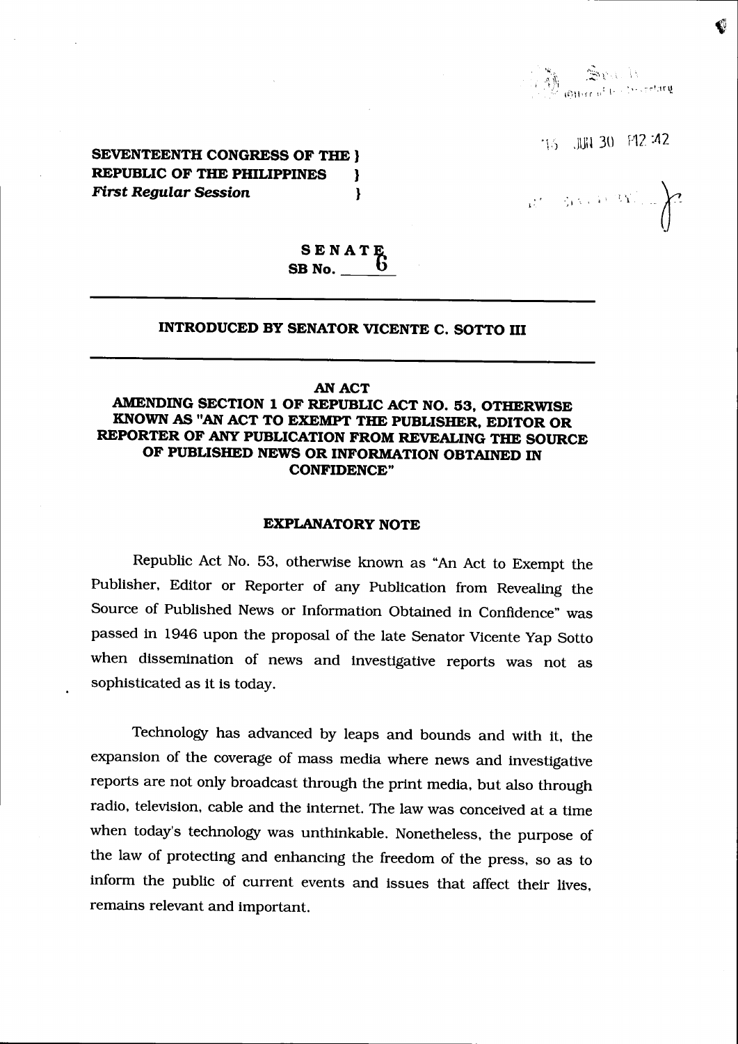SEVENTEENTH CONGRESS OF THE }
REPUBLIC OF THE PHILIPPINES }
*First Regular Session* }

'16 JUN 30 P12:42

**SENATE**
**SB No. 6**

---

**INTRODUCED BY SENATOR VICENTE C. SOTTO III**

---

**AN ACT**
**AMENDING SECTION 1 OF REPUBLIC ACT NO. 53, OTHERWISE KNOWN AS "AN ACT TO EXEMPT THE PUBLISHER, EDITOR OR REPORTER OF ANY PUBLICATION FROM REVEALING THE SOURCE OF PUBLISHED NEWS OR INFORMATION OBTAINED IN CONFIDENCE"**

## EXPLANATORY NOTE

Republic Act No. 53, otherwise known as "An Act to Exempt the Publisher, Editor or Reporter of any Publication from Revealing the Source of Published News or Information Obtained in Confidence" was passed in 1946 upon the proposal of the late Senator Vicente Yap Sotto when dissemination of news and investigative reports was not as sophisticated as it is today.

Technology has advanced by leaps and bounds and with it, the expansion of the coverage of mass media where news and investigative reports are not only broadcast through the print media, but also through radio, television, cable and the internet. The law was conceived at a time when today's technology was unthinkable. Nonetheless, the purpose of the law of protecting and enhancing the freedom of the press, so as to inform the public of current events and issues that affect their lives, remains relevant and important.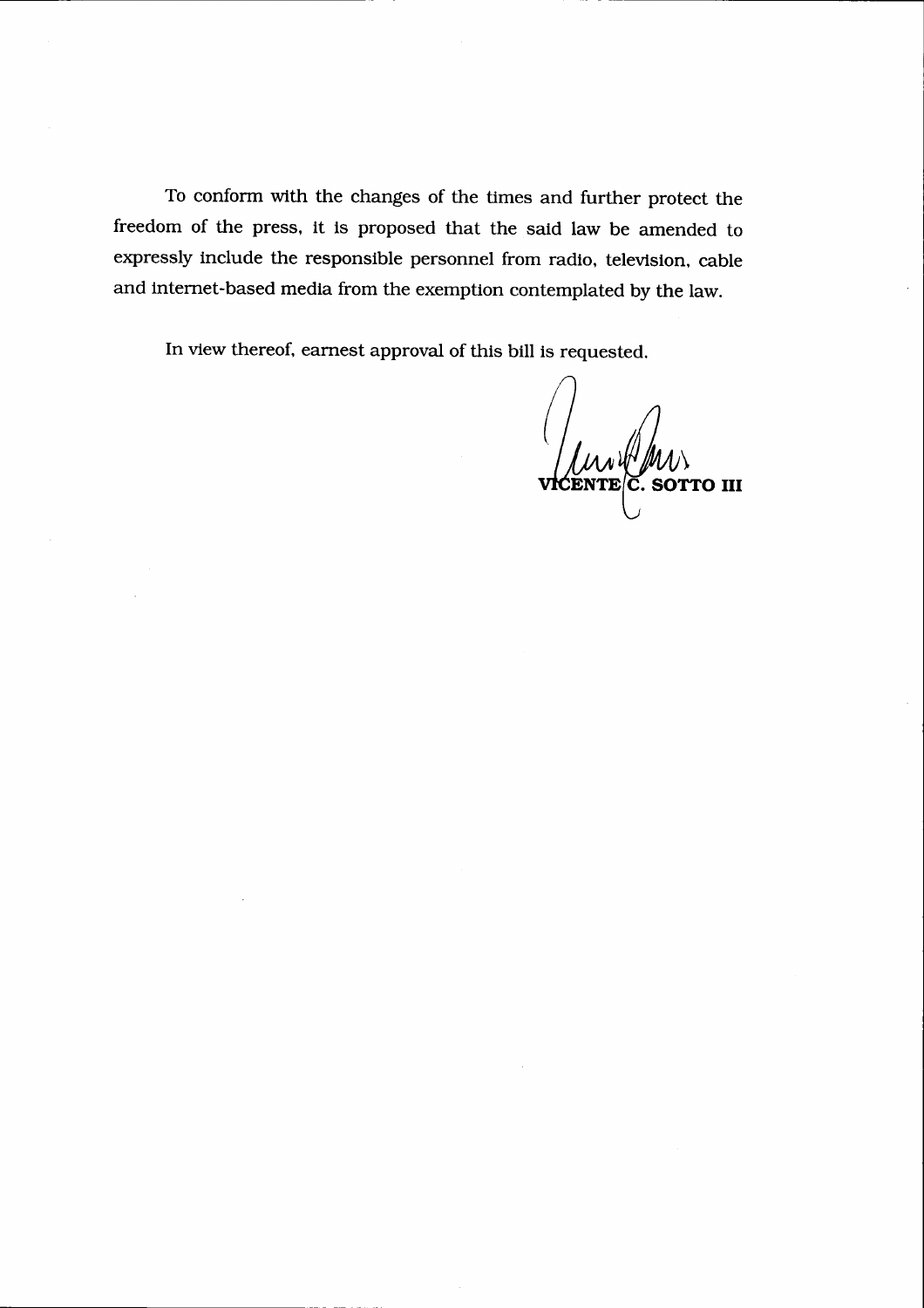To conform with the changes of the times and further protect the freedom of the press, it is proposed that the said law be amended to expressly include the responsible personnel from radio, television, cable and internet-based media from the exemption contemplated by the law.

In view thereof, earnest approval of this bill is requested.

**VICENTE C. SOTTO III**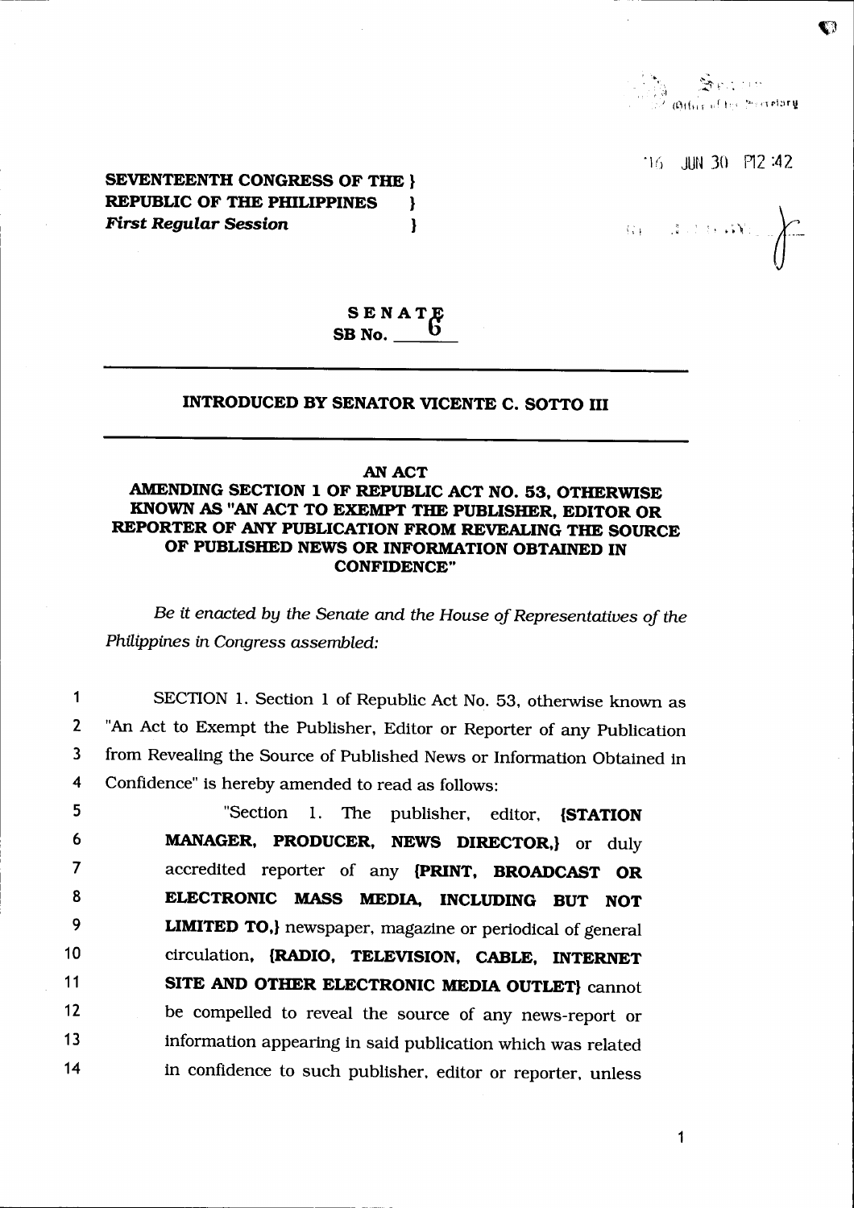**SEVENTEENTH CONGRESS OF THE }**
**REPUBLIC OF THE PHILIPPINES }**
***First Regular Session* }**

'16 JUN 30 P12:42

**SENATE**
**SB No. 6**

**INTRODUCED BY SENATOR VICENTE C. SOTTO III**

**AN ACT**
**AMENDING SECTION 1 OF REPUBLIC ACT NO. 53, OTHERWISE KNOWN AS "AN ACT TO EXEMPT THE PUBLISHER, EDITOR OR REPORTER OF ANY PUBLICATION FROM REVEALING THE SOURCE OF PUBLISHED NEWS OR INFORMATION OBTAINED IN CONFIDENCE"**

*Be it enacted by the Senate and the House of Representatives of the Philippines in Congress assembled:*

1 SECTION 1. Section 1 of Republic Act No. 53, otherwise known as
2 "An Act to Exempt the Publisher, Editor or Reporter of any Publication
3 from Revealing the Source of Published News or Information Obtained in
4 Confidence" is hereby amended to read as follows:

5 "Section 1. The publisher, editor, **{STATION**
6 **MANAGER, PRODUCER, NEWS DIRECTOR,}** or duly
7 accredited reporter of any **{PRINT, BROADCAST OR**
8 **ELECTRONIC MASS MEDIA, INCLUDING BUT NOT**
9 **LIMITED TO,}** newspaper, magazine or periodical of general
10 circulation, **{RADIO, TELEVISION, CABLE, INTERNET**
11 **SITE AND OTHER ELECTRONIC MEDIA OUTLET}** cannot
12 be compelled to reveal the source of any news-report or
13 information appearing in said publication which was related
14 in confidence to such publisher, editor or reporter, unless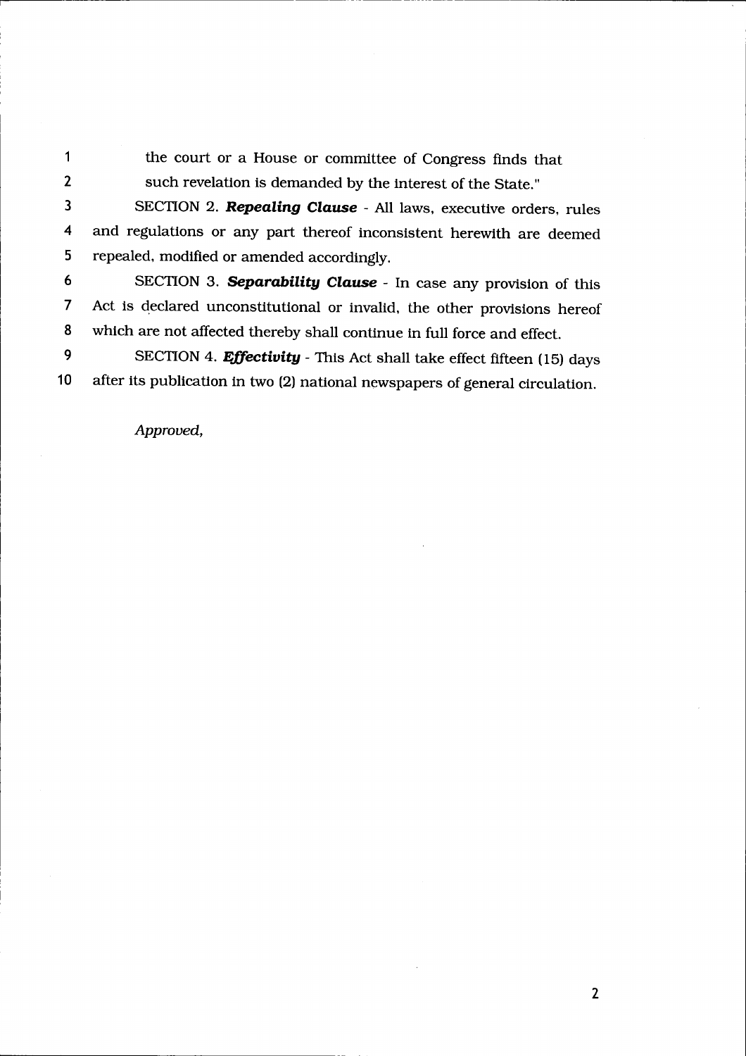the court or a House or committee of Congress finds that such revelation is demanded by the interest of the State."

SECTION 2. ***Repealing Clause*** - All laws, executive orders, rules and regulations or any part thereof inconsistent herewith are deemed repealed, modified or amended accordingly.

SECTION 3. ***Separability Clause*** - In case any provision of this Act is declared unconstitutional or invalid, the other provisions hereof which are not affected thereby shall continue in full force and effect.

SECTION 4. ***Effectivity*** - This Act shall take effect fifteen (15) days after its publication in two (2) national newspapers of general circulation.

*Approved,*